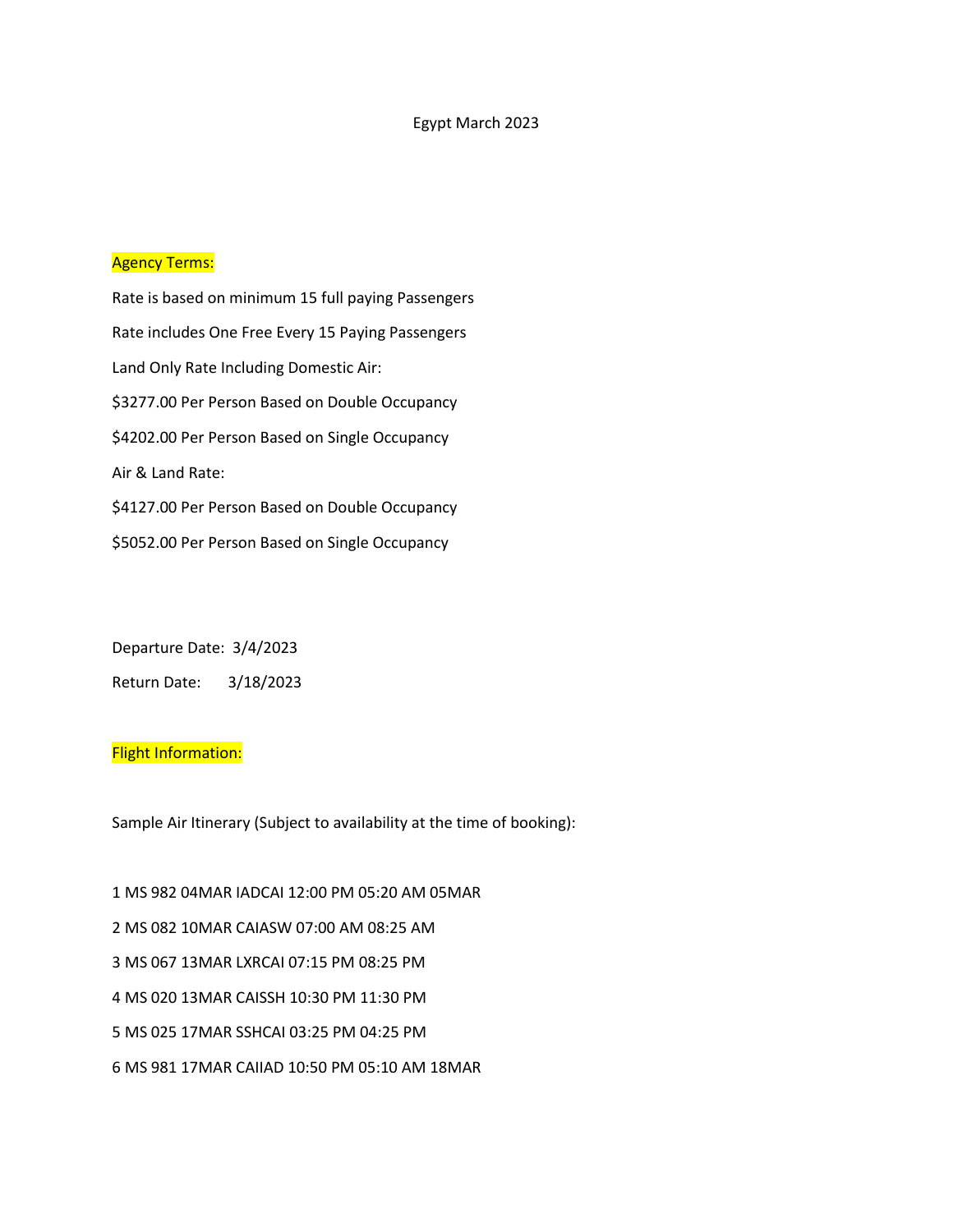# Egypt March 2023

## Agency Terms:

Rate is based on minimum 15 full paying Passengers

Rate includes One Free Every 15 Paying Passengers

Land Only Rate Including Domestic Air:

$3277.00 Per Person Based on Double Occupancy

$4202.00 Per Person Based on Single Occupancy

Air & Land Rate:

$4127.00 Per Person Based on Double Occupancy

$5052.00 Per Person Based on Single Occupancy

Departure Date: 3/4/2023

Return Date: 3/18/2023

## Flight Information:

Sample Air Itinerary (Subject to availability at the time of booking):

1 MS 982 04MAR IADCAI 12:00 PM 05:20 AM 05MAR

2 MS 082 10MAR CAIASW 07:00 AM 08:25 AM

3 MS 067 13MAR LXRCAI 07:15 PM 08:25 PM

4 MS 020 13MAR CAISSH 10:30 PM 11:30 PM

5 MS 025 17MAR SSHCAI 03:25 PM 04:25 PM

6 MS 981 17MAR CAIIAD 10:50 PM 05:10 AM 18MAR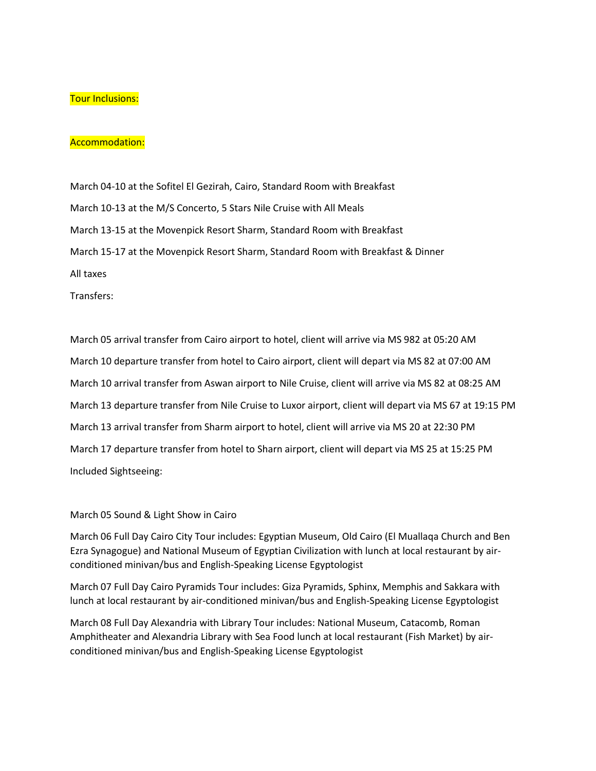Tour Inclusions:

Accommodation:

March 04-10 at the Sofitel El Gezirah, Cairo, Standard Room with Breakfast

March 10-13 at the M/S Concerto, 5 Stars Nile Cruise with All Meals

March 13-15 at the Movenpick Resort Sharm, Standard Room with Breakfast

March 15-17 at the Movenpick Resort Sharm, Standard Room with Breakfast & Dinner

All taxes

Transfers:

March 05 arrival transfer from Cairo airport to hotel, client will arrive via MS 982 at 05:20 AM

March 10 departure transfer from hotel to Cairo airport, client will depart via MS 82 at 07:00 AM

March 10 arrival transfer from Aswan airport to Nile Cruise, client will arrive via MS 82 at 08:25 AM

March 13 departure transfer from Nile Cruise to Luxor airport, client will depart via MS 67 at 19:15 PM

March 13 arrival transfer from Sharm airport to hotel, client will arrive via MS 20 at 22:30 PM

March 17 departure transfer from hotel to Sharn airport, client will depart via MS 25 at 15:25 PM

Included Sightseeing:

March 05 Sound & Light Show in Cairo

March 06 Full Day Cairo City Tour includes: Egyptian Museum, Old Cairo (El Muallaqa Church and Ben Ezra Synagogue) and National Museum of Egyptian Civilization with lunch at local restaurant by air-conditioned minivan/bus and English-Speaking License Egyptologist

March 07 Full Day Cairo Pyramids Tour includes: Giza Pyramids, Sphinx, Memphis and Sakkara with lunch at local restaurant by air-conditioned minivan/bus and English-Speaking License Egyptologist

March 08 Full Day Alexandria with Library Tour includes: National Museum, Catacomb, Roman Amphitheater and Alexandria Library with Sea Food lunch at local restaurant (Fish Market) by air-conditioned minivan/bus and English-Speaking License Egyptologist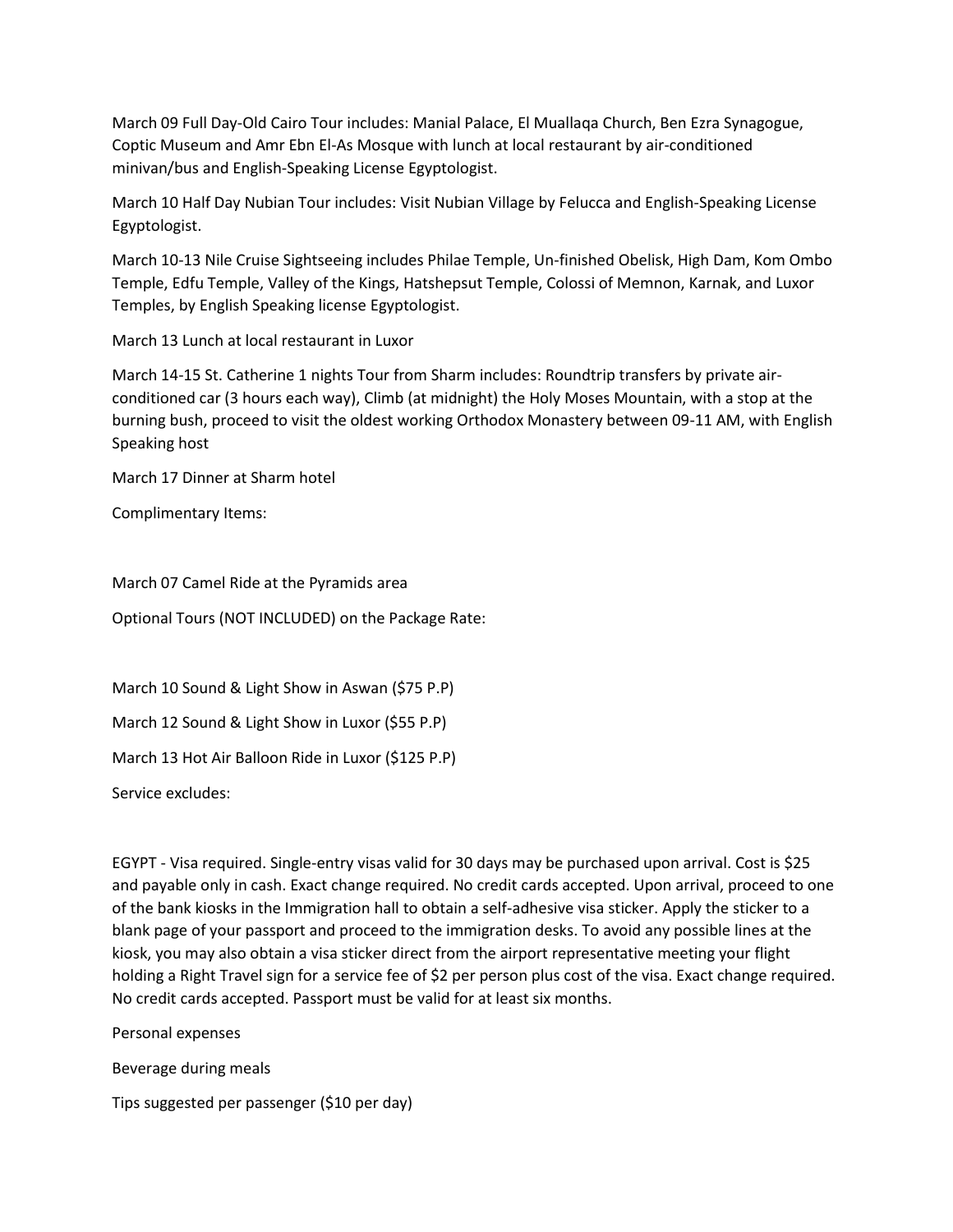March 09 Full Day-Old Cairo Tour includes: Manial Palace, El Muallaqa Church, Ben Ezra Synagogue, Coptic Museum and Amr Ebn El-As Mosque with lunch at local restaurant by air-conditioned minivan/bus and English-Speaking License Egyptologist.

March 10 Half Day Nubian Tour includes: Visit Nubian Village by Felucca and English-Speaking License Egyptologist.

March 10-13 Nile Cruise Sightseeing includes Philae Temple, Un-finished Obelisk, High Dam, Kom Ombo Temple, Edfu Temple, Valley of the Kings, Hatshepsut Temple, Colossi of Memnon, Karnak, and Luxor Temples, by English Speaking license Egyptologist.

March 13 Lunch at local restaurant in Luxor

March 14-15 St. Catherine 1 nights Tour from Sharm includes: Roundtrip transfers by private air-conditioned car (3 hours each way), Climb (at midnight) the Holy Moses Mountain, with a stop at the burning bush, proceed to visit the oldest working Orthodox Monastery between 09-11 AM, with English Speaking host

March 17 Dinner at Sharm hotel

Complimentary Items:

March 07 Camel Ride at the Pyramids area

Optional Tours (NOT INCLUDED) on the Package Rate:

March 10 Sound & Light Show in Aswan ($75 P.P)

March 12 Sound & Light Show in Luxor ($55 P.P)

March 13 Hot Air Balloon Ride in Luxor ($125 P.P)

Service excludes:

EGYPT - Visa required. Single-entry visas valid for 30 days may be purchased upon arrival. Cost is $25 and payable only in cash. Exact change required. No credit cards accepted. Upon arrival, proceed to one of the bank kiosks in the Immigration hall to obtain a self-adhesive visa sticker. Apply the sticker to a blank page of your passport and proceed to the immigration desks. To avoid any possible lines at the kiosk, you may also obtain a visa sticker direct from the airport representative meeting your flight holding a Right Travel sign for a service fee of $2 per person plus cost of the visa. Exact change required. No credit cards accepted. Passport must be valid for at least six months.

Personal expenses

Beverage during meals

Tips suggested per passenger ($10 per day)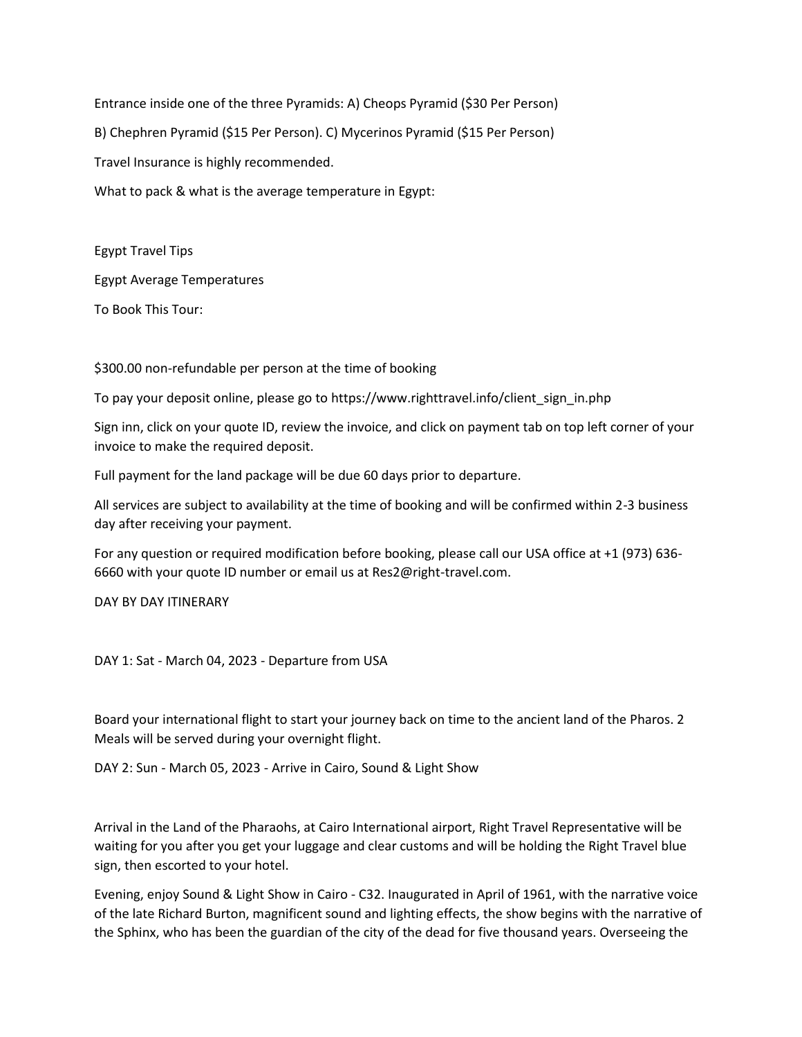Entrance inside one of the three Pyramids: A) Cheops Pyramid ($30 Per Person)

B) Chephren Pyramid ($15 Per Person). C) Mycerinos Pyramid ($15 Per Person)

Travel Insurance is highly recommended.

What to pack & what is the average temperature in Egypt:

Egypt Travel Tips

Egypt Average Temperatures

To Book This Tour:

$300.00 non-refundable per person at the time of booking

To pay your deposit online, please go to https://www.righttravel.info/client_sign_in.php

Sign inn, click on your quote ID, review the invoice, and click on payment tab on top left corner of your invoice to make the required deposit.

Full payment for the land package will be due 60 days prior to departure.

All services are subject to availability at the time of booking and will be confirmed within 2-3 business day after receiving your payment.

For any question or required modification before booking, please call our USA office at +1 (973) 636-6660 with your quote ID number or email us at Res2@right-travel.com.

DAY BY DAY ITINERARY

DAY 1: Sat - March 04, 2023 - Departure from USA

Board your international flight to start your journey back on time to the ancient land of the Pharos. 2 Meals will be served during your overnight flight.

DAY 2: Sun - March 05, 2023 - Arrive in Cairo, Sound & Light Show

Arrival in the Land of the Pharaohs, at Cairo International airport, Right Travel Representative will be waiting for you after you get your luggage and clear customs and will be holding the Right Travel blue sign, then escorted to your hotel.

Evening, enjoy Sound & Light Show in Cairo - C32. Inaugurated in April of 1961, with the narrative voice of the late Richard Burton, magnificent sound and lighting effects, the show begins with the narrative of the Sphinx, who has been the guardian of the city of the dead for five thousand years. Overseeing the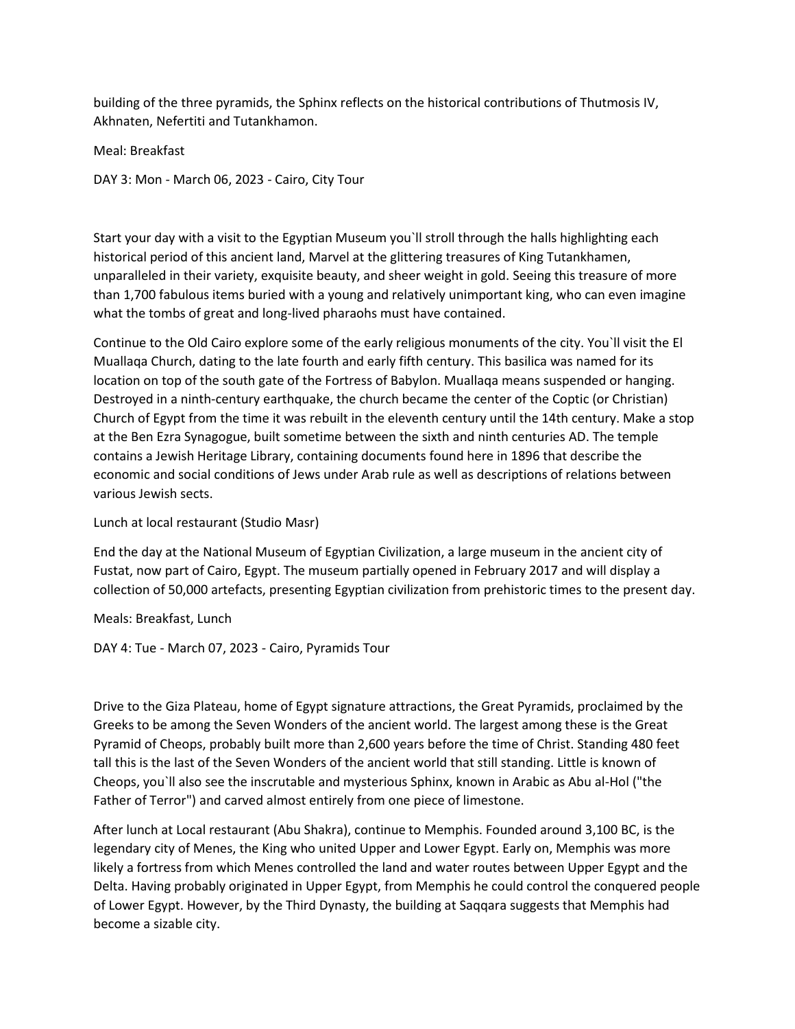building of the three pyramids, the Sphinx reflects on the historical contributions of Thutmosis IV, Akhnaten, Nefertiti and Tutankhamon.

Meal: Breakfast

DAY 3: Mon - March 06, 2023 - Cairo, City Tour

Start your day with a visit to the Egyptian Museum you`ll stroll through the halls highlighting each historical period of this ancient land, Marvel at the glittering treasures of King Tutankhamen, unparalleled in their variety, exquisite beauty, and sheer weight in gold. Seeing this treasure of more than 1,700 fabulous items buried with a young and relatively unimportant king, who can even imagine what the tombs of great and long-lived pharaohs must have contained.

Continue to the Old Cairo explore some of the early religious monuments of the city. You`ll visit the El Muallaqa Church, dating to the late fourth and early fifth century. This basilica was named for its location on top of the south gate of the Fortress of Babylon. Muallaqa means suspended or hanging. Destroyed in a ninth-century earthquake, the church became the center of the Coptic (or Christian) Church of Egypt from the time it was rebuilt in the eleventh century until the 14th century. Make a stop at the Ben Ezra Synagogue, built sometime between the sixth and ninth centuries AD. The temple contains a Jewish Heritage Library, containing documents found here in 1896 that describe the economic and social conditions of Jews under Arab rule as well as descriptions of relations between various Jewish sects.

Lunch at local restaurant (Studio Masr)

End the day at the National Museum of Egyptian Civilization, a large museum in the ancient city of Fustat, now part of Cairo, Egypt. The museum partially opened in February 2017 and will display a collection of 50,000 artefacts, presenting Egyptian civilization from prehistoric times to the present day.

Meals: Breakfast, Lunch

DAY 4: Tue - March 07, 2023 - Cairo, Pyramids Tour

Drive to the Giza Plateau, home of Egypt signature attractions, the Great Pyramids, proclaimed by the Greeks to be among the Seven Wonders of the ancient world. The largest among these is the Great Pyramid of Cheops, probably built more than 2,600 years before the time of Christ. Standing 480 feet tall this is the last of the Seven Wonders of the ancient world that still standing. Little is known of Cheops, you`ll also see the inscrutable and mysterious Sphinx, known in Arabic as Abu al-Hol ("the Father of Terror") and carved almost entirely from one piece of limestone.

After lunch at Local restaurant (Abu Shakra), continue to Memphis. Founded around 3,100 BC, is the legendary city of Menes, the King who united Upper and Lower Egypt. Early on, Memphis was more likely a fortress from which Menes controlled the land and water routes between Upper Egypt and the Delta. Having probably originated in Upper Egypt, from Memphis he could control the conquered people of Lower Egypt. However, by the Third Dynasty, the building at Saqqara suggests that Memphis had become a sizable city.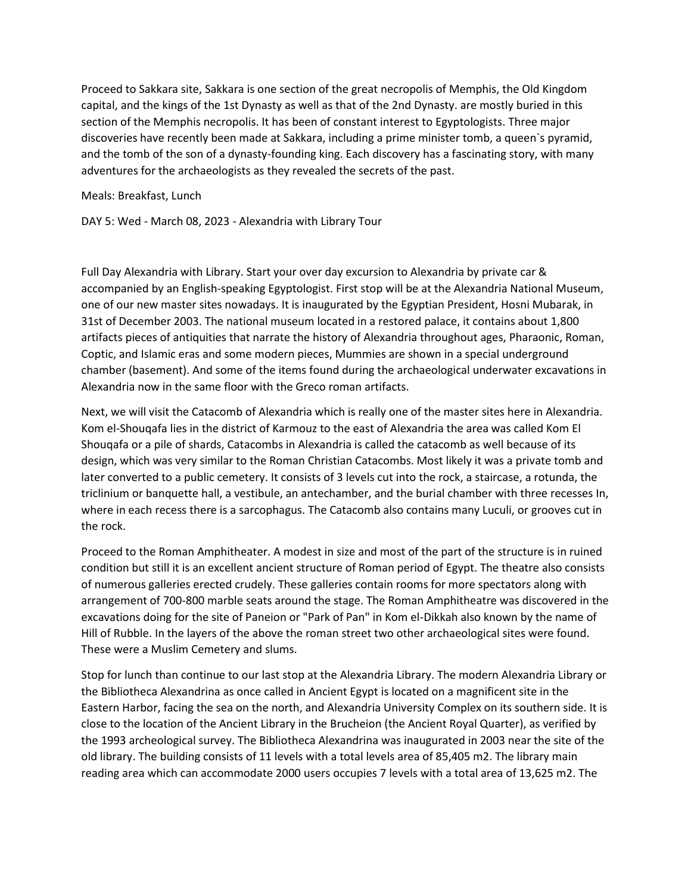Proceed to Sakkara site, Sakkara is one section of the great necropolis of Memphis, the Old Kingdom capital, and the kings of the 1st Dynasty as well as that of the 2nd Dynasty. are mostly buried in this section of the Memphis necropolis. It has been of constant interest to Egyptologists. Three major discoveries have recently been made at Sakkara, including a prime minister tomb, a queen`s pyramid, and the tomb of the son of a dynasty-founding king. Each discovery has a fascinating story, with many adventures for the archaeologists as they revealed the secrets of the past.

Meals: Breakfast, Lunch

DAY 5: Wed - March 08, 2023 - Alexandria with Library Tour

Full Day Alexandria with Library. Start your over day excursion to Alexandria by private car & accompanied by an English-speaking Egyptologist. First stop will be at the Alexandria National Museum, one of our new master sites nowadays. It is inaugurated by the Egyptian President, Hosni Mubarak, in 31st of December 2003. The national museum located in a restored palace, it contains about 1,800 artifacts pieces of antiquities that narrate the history of Alexandria throughout ages, Pharaonic, Roman, Coptic, and Islamic eras and some modern pieces, Mummies are shown in a special underground chamber (basement). And some of the items found during the archaeological underwater excavations in Alexandria now in the same floor with the Greco roman artifacts.

Next, we will visit the Catacomb of Alexandria which is really one of the master sites here in Alexandria. Kom el-Shouqafa lies in the district of Karmouz to the east of Alexandria the area was called Kom El Shouqafa or a pile of shards, Catacombs in Alexandria is called the catacomb as well because of its design, which was very similar to the Roman Christian Catacombs. Most likely it was a private tomb and later converted to a public cemetery. It consists of 3 levels cut into the rock, a staircase, a rotunda, the triclinium or banquette hall, a vestibule, an antechamber, and the burial chamber with three recesses In, where in each recess there is a sarcophagus. The Catacomb also contains many Luculi, or grooves cut in the rock.

Proceed to the Roman Amphitheater. A modest in size and most of the part of the structure is in ruined condition but still it is an excellent ancient structure of Roman period of Egypt. The theatre also consists of numerous galleries erected crudely. These galleries contain rooms for more spectators along with arrangement of 700-800 marble seats around the stage. The Roman Amphitheatre was discovered in the excavations doing for the site of Paneion or "Park of Pan" in Kom el-Dikkah also known by the name of Hill of Rubble. In the layers of the above the roman street two other archaeological sites were found. These were a Muslim Cemetery and slums.

Stop for lunch than continue to our last stop at the Alexandria Library. The modern Alexandria Library or the Bibliotheca Alexandrina as once called in Ancient Egypt is located on a magnificent site in the Eastern Harbor, facing the sea on the north, and Alexandria University Complex on its southern side. It is close to the location of the Ancient Library in the Brucheion (the Ancient Royal Quarter), as verified by the 1993 archeological survey. The Bibliotheca Alexandrina was inaugurated in 2003 near the site of the old library. The building consists of 11 levels with a total levels area of 85,405 m2. The library main reading area which can accommodate 2000 users occupies 7 levels with a total area of 13,625 m2. The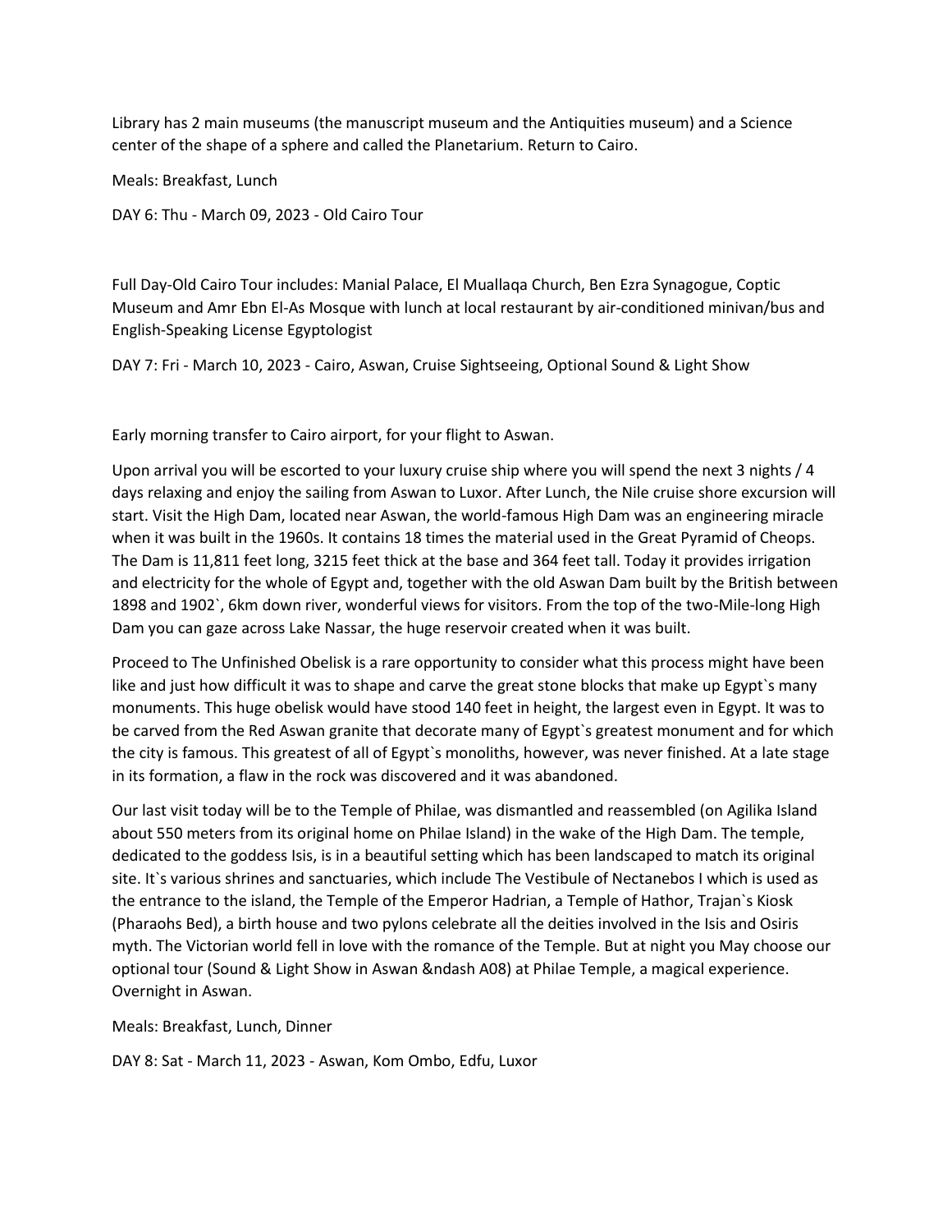Library has 2 main museums (the manuscript museum and the Antiquities museum) and a Science center of the shape of a sphere and called the Planetarium. Return to Cairo.

Meals: Breakfast, Lunch

DAY 6: Thu - March 09, 2023 - Old Cairo Tour

Full Day-Old Cairo Tour includes: Manial Palace, El Muallaqa Church, Ben Ezra Synagogue, Coptic Museum and Amr Ebn El-As Mosque with lunch at local restaurant by air-conditioned minivan/bus and English-Speaking License Egyptologist

DAY 7: Fri - March 10, 2023 - Cairo, Aswan, Cruise Sightseeing, Optional Sound & Light Show

Early morning transfer to Cairo airport, for your flight to Aswan.

Upon arrival you will be escorted to your luxury cruise ship where you will spend the next 3 nights / 4 days relaxing and enjoy the sailing from Aswan to Luxor. After Lunch, the Nile cruise shore excursion will start. Visit the High Dam, located near Aswan, the world-famous High Dam was an engineering miracle when it was built in the 1960s. It contains 18 times the material used in the Great Pyramid of Cheops. The Dam is 11,811 feet long, 3215 feet thick at the base and 364 feet tall. Today it provides irrigation and electricity for the whole of Egypt and, together with the old Aswan Dam built by the British between 1898 and 1902`, 6km down river, wonderful views for visitors. From the top of the two-Mile-long High Dam you can gaze across Lake Nassar, the huge reservoir created when it was built.

Proceed to The Unfinished Obelisk is a rare opportunity to consider what this process might have been like and just how difficult it was to shape and carve the great stone blocks that make up Egypt`s many monuments. This huge obelisk would have stood 140 feet in height, the largest even in Egypt. It was to be carved from the Red Aswan granite that decorate many of Egypt`s greatest monument and for which the city is famous. This greatest of all of Egypt`s monoliths, however, was never finished. At a late stage in its formation, a flaw in the rock was discovered and it was abandoned.

Our last visit today will be to the Temple of Philae, was dismantled and reassembled (on Agilika Island about 550 meters from its original home on Philae Island) in the wake of the High Dam. The temple, dedicated to the goddess Isis, is in a beautiful setting which has been landscaped to match its original site. It`s various shrines and sanctuaries, which include The Vestibule of Nectanebos I which is used as the entrance to the island, the Temple of the Emperor Hadrian, a Temple of Hathor, Trajan`s Kiosk (Pharaohs Bed), a birth house and two pylons celebrate all the deities involved in the Isis and Osiris myth. The Victorian world fell in love with the romance of the Temple. But at night you May choose our optional tour (Sound & Light Show in Aswan &ndash A08) at Philae Temple, a magical experience. Overnight in Aswan.

Meals: Breakfast, Lunch, Dinner

DAY 8: Sat - March 11, 2023 - Aswan, Kom Ombo, Edfu, Luxor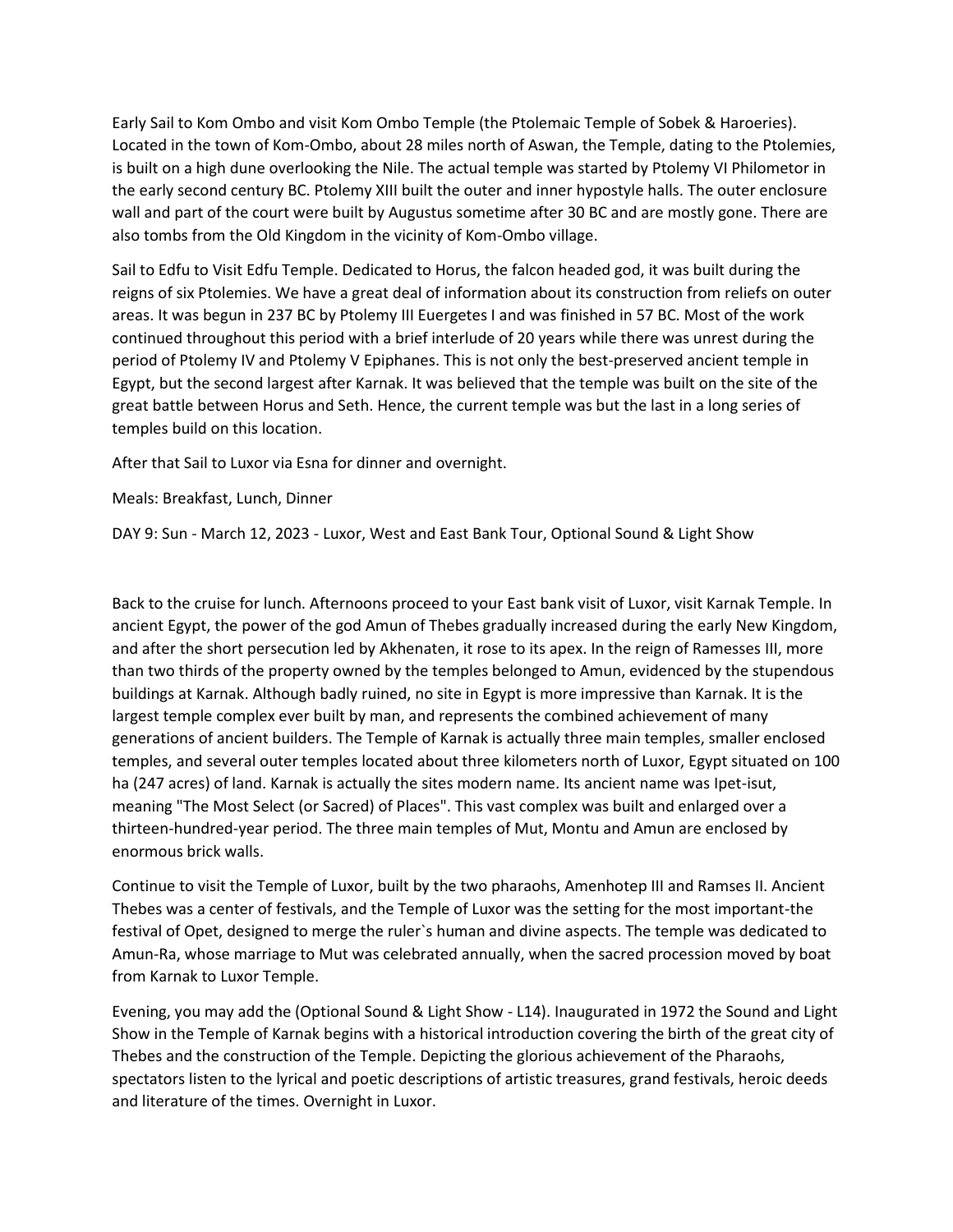Early Sail to Kom Ombo and visit Kom Ombo Temple (the Ptolemaic Temple of Sobek & Haroeries). Located in the town of Kom-Ombo, about 28 miles north of Aswan, the Temple, dating to the Ptolemies, is built on a high dune overlooking the Nile. The actual temple was started by Ptolemy VI Philometor in the early second century BC. Ptolemy XIII built the outer and inner hypostyle halls. The outer enclosure wall and part of the court were built by Augustus sometime after 30 BC and are mostly gone. There are also tombs from the Old Kingdom in the vicinity of Kom-Ombo village.

Sail to Edfu to Visit Edfu Temple. Dedicated to Horus, the falcon headed god, it was built during the reigns of six Ptolemies. We have a great deal of information about its construction from reliefs on outer areas. It was begun in 237 BC by Ptolemy III Euergetes I and was finished in 57 BC. Most of the work continued throughout this period with a brief interlude of 20 years while there was unrest during the period of Ptolemy IV and Ptolemy V Epiphanes. This is not only the best-preserved ancient temple in Egypt, but the second largest after Karnak. It was believed that the temple was built on the site of the great battle between Horus and Seth. Hence, the current temple was but the last in a long series of temples build on this location.

After that Sail to Luxor via Esna for dinner and overnight.

Meals: Breakfast, Lunch, Dinner

DAY 9: Sun - March 12, 2023 - Luxor, West and East Bank Tour, Optional Sound & Light Show

Back to the cruise for lunch. Afternoons proceed to your East bank visit of Luxor, visit Karnak Temple. In ancient Egypt, the power of the god Amun of Thebes gradually increased during the early New Kingdom, and after the short persecution led by Akhenaten, it rose to its apex. In the reign of Ramesses III, more than two thirds of the property owned by the temples belonged to Amun, evidenced by the stupendous buildings at Karnak. Although badly ruined, no site in Egypt is more impressive than Karnak. It is the largest temple complex ever built by man, and represents the combined achievement of many generations of ancient builders. The Temple of Karnak is actually three main temples, smaller enclosed temples, and several outer temples located about three kilometers north of Luxor, Egypt situated on 100 ha (247 acres) of land. Karnak is actually the sites modern name. Its ancient name was Ipet-isut, meaning "The Most Select (or Sacred) of Places". This vast complex was built and enlarged over a thirteen-hundred-year period. The three main temples of Mut, Montu and Amun are enclosed by enormous brick walls.

Continue to visit the Temple of Luxor, built by the two pharaohs, Amenhotep III and Ramses II. Ancient Thebes was a center of festivals, and the Temple of Luxor was the setting for the most important-the festival of Opet, designed to merge the ruler`s human and divine aspects. The temple was dedicated to Amun-Ra, whose marriage to Mut was celebrated annually, when the sacred procession moved by boat from Karnak to Luxor Temple.

Evening, you may add the (Optional Sound & Light Show - L14). Inaugurated in 1972 the Sound and Light Show in the Temple of Karnak begins with a historical introduction covering the birth of the great city of Thebes and the construction of the Temple. Depicting the glorious achievement of the Pharaohs, spectators listen to the lyrical and poetic descriptions of artistic treasures, grand festivals, heroic deeds and literature of the times. Overnight in Luxor.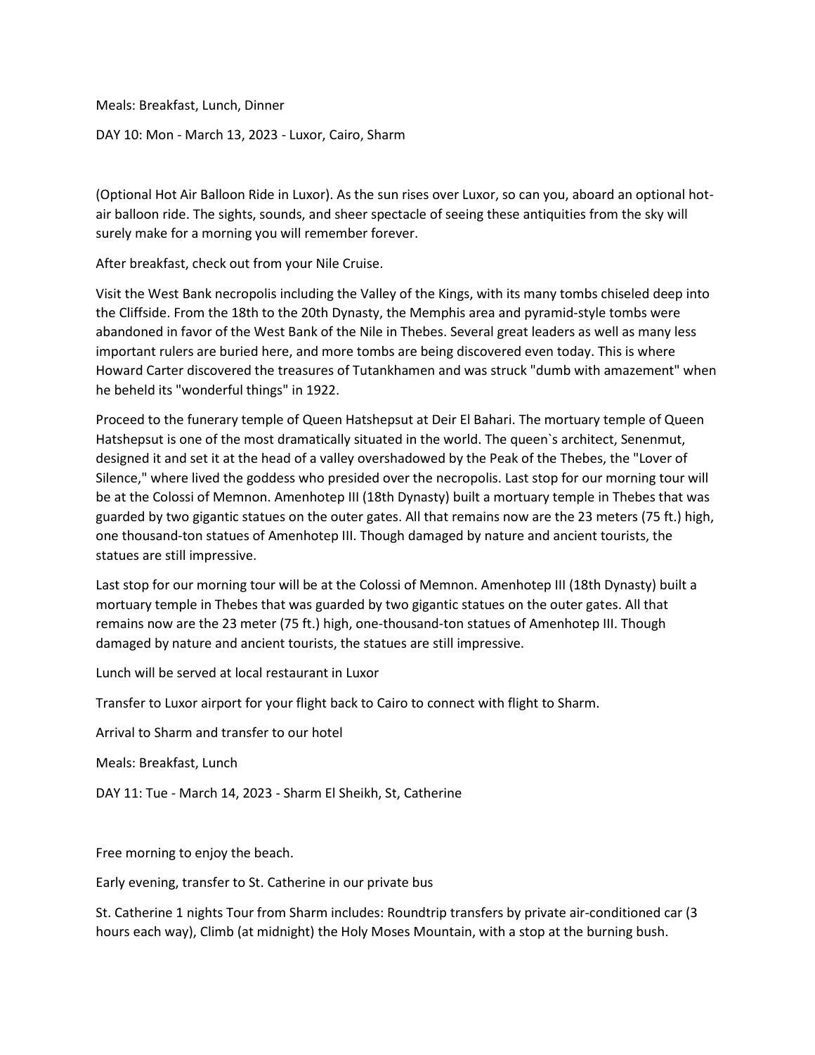Meals: Breakfast, Lunch, Dinner

DAY 10: Mon - March 13, 2023 - Luxor, Cairo, Sharm

(Optional Hot Air Balloon Ride in Luxor). As the sun rises over Luxor, so can you, aboard an optional hot-air balloon ride. The sights, sounds, and sheer spectacle of seeing these antiquities from the sky will surely make for a morning you will remember forever.

After breakfast, check out from your Nile Cruise.

Visit the West Bank necropolis including the Valley of the Kings, with its many tombs chiseled deep into the Cliffside. From the 18th to the 20th Dynasty, the Memphis area and pyramid-style tombs were abandoned in favor of the West Bank of the Nile in Thebes. Several great leaders as well as many less important rulers are buried here, and more tombs are being discovered even today. This is where Howard Carter discovered the treasures of Tutankhamen and was struck "dumb with amazement" when he beheld its "wonderful things" in 1922.

Proceed to the funerary temple of Queen Hatshepsut at Deir El Bahari. The mortuary temple of Queen Hatshepsut is one of the most dramatically situated in the world. The queen`s architect, Senenmut, designed it and set it at the head of a valley overshadowed by the Peak of the Thebes, the "Lover of Silence," where lived the goddess who presided over the necropolis. Last stop for our morning tour will be at the Colossi of Memnon. Amenhotep III (18th Dynasty) built a mortuary temple in Thebes that was guarded by two gigantic statues on the outer gates. All that remains now are the 23 meters (75 ft.) high, one thousand-ton statues of Amenhotep III. Though damaged by nature and ancient tourists, the statues are still impressive.

Last stop for our morning tour will be at the Colossi of Memnon. Amenhotep III (18th Dynasty) built a mortuary temple in Thebes that was guarded by two gigantic statues on the outer gates. All that remains now are the 23 meter (75 ft.) high, one-thousand-ton statues of Amenhotep III. Though damaged by nature and ancient tourists, the statues are still impressive.

Lunch will be served at local restaurant in Luxor

Transfer to Luxor airport for your flight back to Cairo to connect with flight to Sharm.

Arrival to Sharm and transfer to our hotel

Meals: Breakfast, Lunch

DAY 11: Tue - March 14, 2023 - Sharm El Sheikh, St, Catherine

Free morning to enjoy the beach.

Early evening, transfer to St. Catherine in our private bus

St. Catherine 1 nights Tour from Sharm includes: Roundtrip transfers by private air-conditioned car (3 hours each way), Climb (at midnight) the Holy Moses Mountain, with a stop at the burning bush.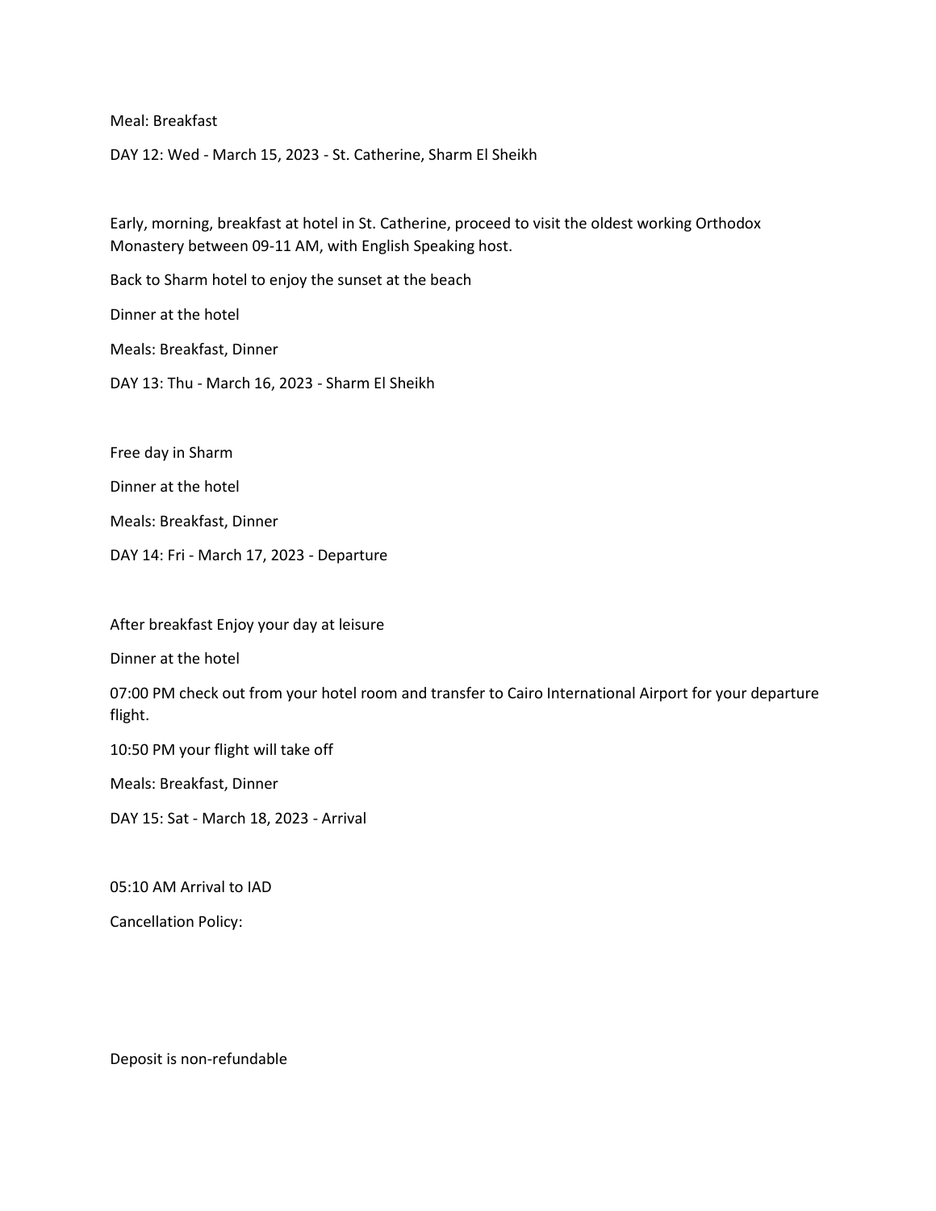Meal: Breakfast

DAY 12: Wed - March 15, 2023 - St. Catherine, Sharm El Sheikh

Early, morning, breakfast at hotel in St. Catherine, proceed to visit the oldest working Orthodox Monastery between 09-11 AM, with English Speaking host.

Back to Sharm hotel to enjoy the sunset at the beach

Dinner at the hotel

Meals: Breakfast, Dinner

DAY 13: Thu - March 16, 2023 - Sharm El Sheikh

Free day in Sharm

Dinner at the hotel

Meals: Breakfast, Dinner

DAY 14: Fri - March 17, 2023 - Departure

After breakfast Enjoy your day at leisure

Dinner at the hotel

07:00 PM check out from your hotel room and transfer to Cairo International Airport for your departure flight.

10:50 PM your flight will take off

Meals: Breakfast, Dinner

DAY 15: Sat - March 18, 2023 - Arrival

05:10 AM Arrival to IAD

Cancellation Policy:

Deposit is non-refundable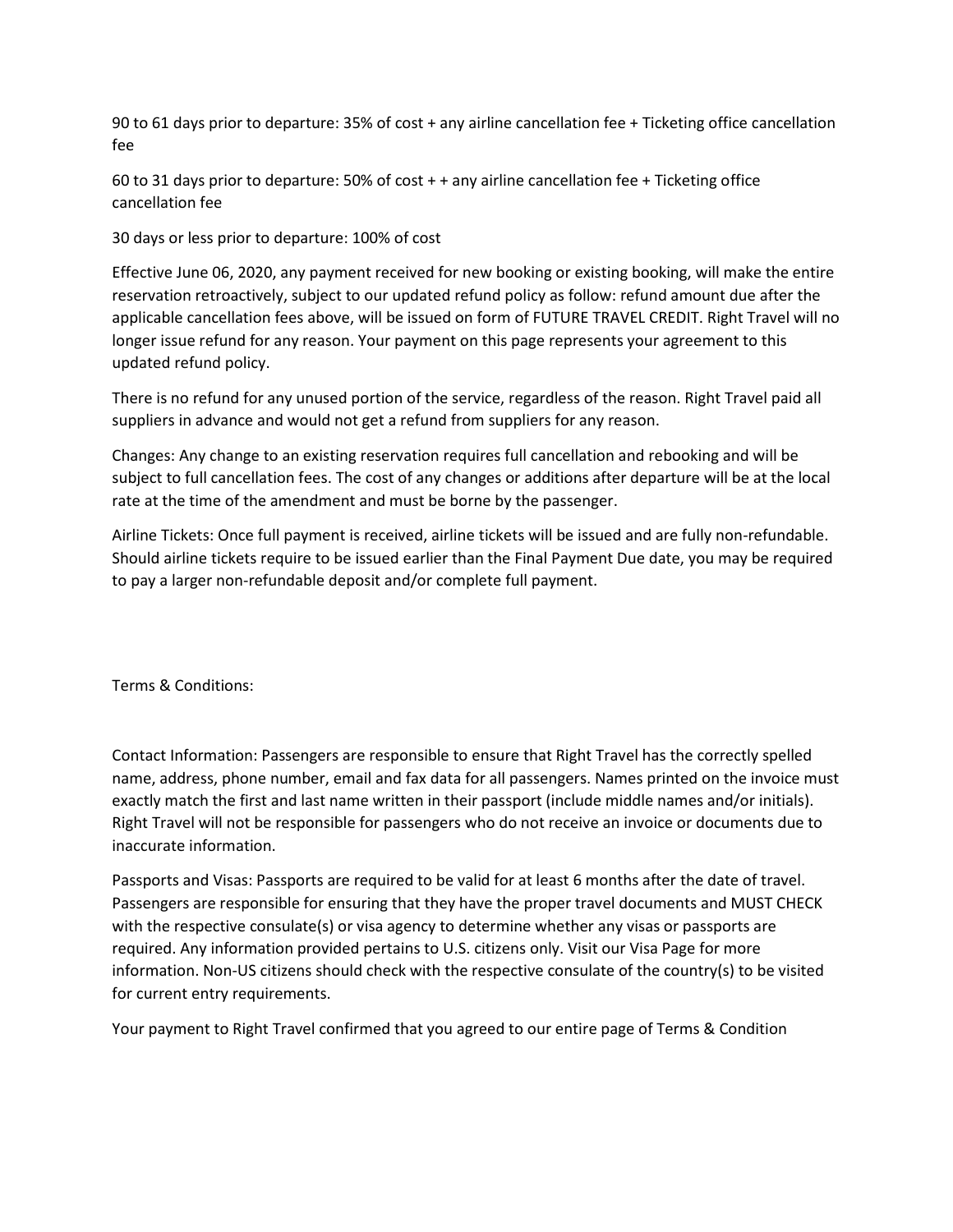90 to 61 days prior to departure: 35% of cost + any airline cancellation fee + Ticketing office cancellation fee

60 to 31 days prior to departure: 50% of cost + + any airline cancellation fee + Ticketing office cancellation fee

30 days or less prior to departure: 100% of cost

Effective June 06, 2020, any payment received for new booking or existing booking, will make the entire reservation retroactively, subject to our updated refund policy as follow: refund amount due after the applicable cancellation fees above, will be issued on form of FUTURE TRAVEL CREDIT. Right Travel will no longer issue refund for any reason. Your payment on this page represents your agreement to this updated refund policy.

There is no refund for any unused portion of the service, regardless of the reason. Right Travel paid all suppliers in advance and would not get a refund from suppliers for any reason.

Changes: Any change to an existing reservation requires full cancellation and rebooking and will be subject to full cancellation fees. The cost of any changes or additions after departure will be at the local rate at the time of the amendment and must be borne by the passenger.

Airline Tickets: Once full payment is received, airline tickets will be issued and are fully non-refundable. Should airline tickets require to be issued earlier than the Final Payment Due date, you may be required to pay a larger non-refundable deposit and/or complete full payment.

Terms & Conditions:

Contact Information: Passengers are responsible to ensure that Right Travel has the correctly spelled name, address, phone number, email and fax data for all passengers. Names printed on the invoice must exactly match the first and last name written in their passport (include middle names and/or initials). Right Travel will not be responsible for passengers who do not receive an invoice or documents due to inaccurate information.

Passports and Visas: Passports are required to be valid for at least 6 months after the date of travel. Passengers are responsible for ensuring that they have the proper travel documents and MUST CHECK with the respective consulate(s) or visa agency to determine whether any visas or passports are required. Any information provided pertains to U.S. citizens only. Visit our Visa Page for more information. Non-US citizens should check with the respective consulate of the country(s) to be visited for current entry requirements.

Your payment to Right Travel confirmed that you agreed to our entire page of Terms & Condition